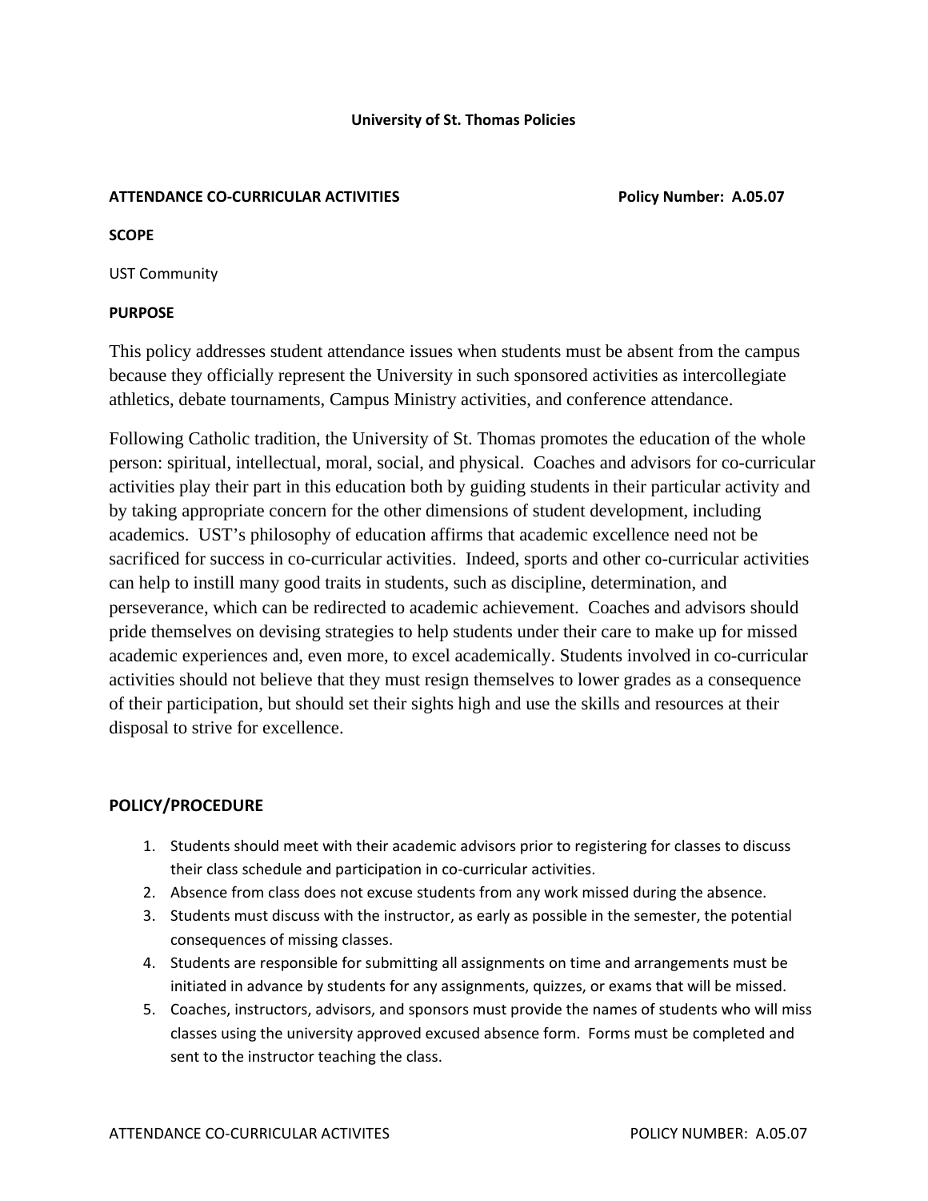# University of St. Thomas Policies

**ATTENDANCE CO-CURRICULAR ACTIVITIES** **Policy Number: A.05.07**

**SCOPE**

UST Community

**PURPOSE**

This policy addresses student attendance issues when students must be absent from the campus because they officially represent the University in such sponsored activities as intercollegiate athletics, debate tournaments, Campus Ministry activities, and conference attendance.

Following Catholic tradition, the University of St. Thomas promotes the education of the whole person: spiritual, intellectual, moral, social, and physical. Coaches and advisors for co-curricular activities play their part in this education both by guiding students in their particular activity and by taking appropriate concern for the other dimensions of student development, including academics. UST's philosophy of education affirms that academic excellence need not be sacrificed for success in co-curricular activities. Indeed, sports and other co-curricular activities can help to instill many good traits in students, such as discipline, determination, and perseverance, which can be redirected to academic achievement. Coaches and advisors should pride themselves on devising strategies to help students under their care to make up for missed academic experiences and, even more, to excel academically. Students involved in co-curricular activities should not believe that they must resign themselves to lower grades as a consequence of their participation, but should set their sights high and use the skills and resources at their disposal to strive for excellence.

**POLICY/PROCEDURE**

1. Students should meet with their academic advisors prior to registering for classes to discuss their class schedule and participation in co-curricular activities.
2. Absence from class does not excuse students from any work missed during the absence.
3. Students must discuss with the instructor, as early as possible in the semester, the potential consequences of missing classes.
4. Students are responsible for submitting all assignments on time and arrangements must be initiated in advance by students for any assignments, quizzes, or exams that will be missed.
5. Coaches, instructors, advisors, and sponsors must provide the names of students who will miss classes using the university approved excused absence form. Forms must be completed and sent to the instructor teaching the class.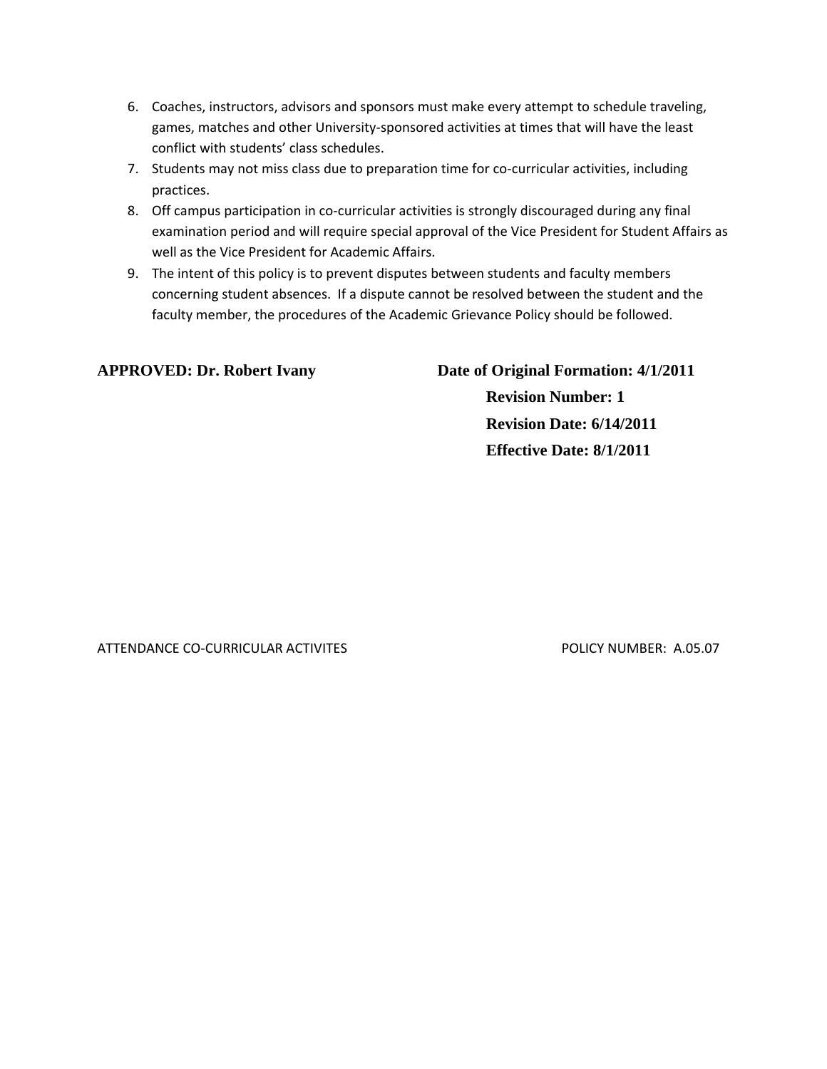6. Coaches, instructors, advisors and sponsors must make every attempt to schedule traveling, games, matches and other University-sponsored activities at times that will have the least conflict with students' class schedules.
7. Students may not miss class due to preparation time for co-curricular activities, including practices.
8. Off campus participation in co-curricular activities is strongly discouraged during any final examination period and will require special approval of the Vice President for Student Affairs as well as the Vice President for Academic Affairs.
9. The intent of this policy is to prevent disputes between students and faculty members concerning student absences. If a dispute cannot be resolved between the student and the faculty member, the procedures of the Academic Grievance Policy should be followed.

**APPROVED: Dr. Robert Ivany**

**Date of Original Formation: 4/1/2011**

**Revision Number: 1**

**Revision Date: 6/14/2011**

**Effective Date: 8/1/2011**